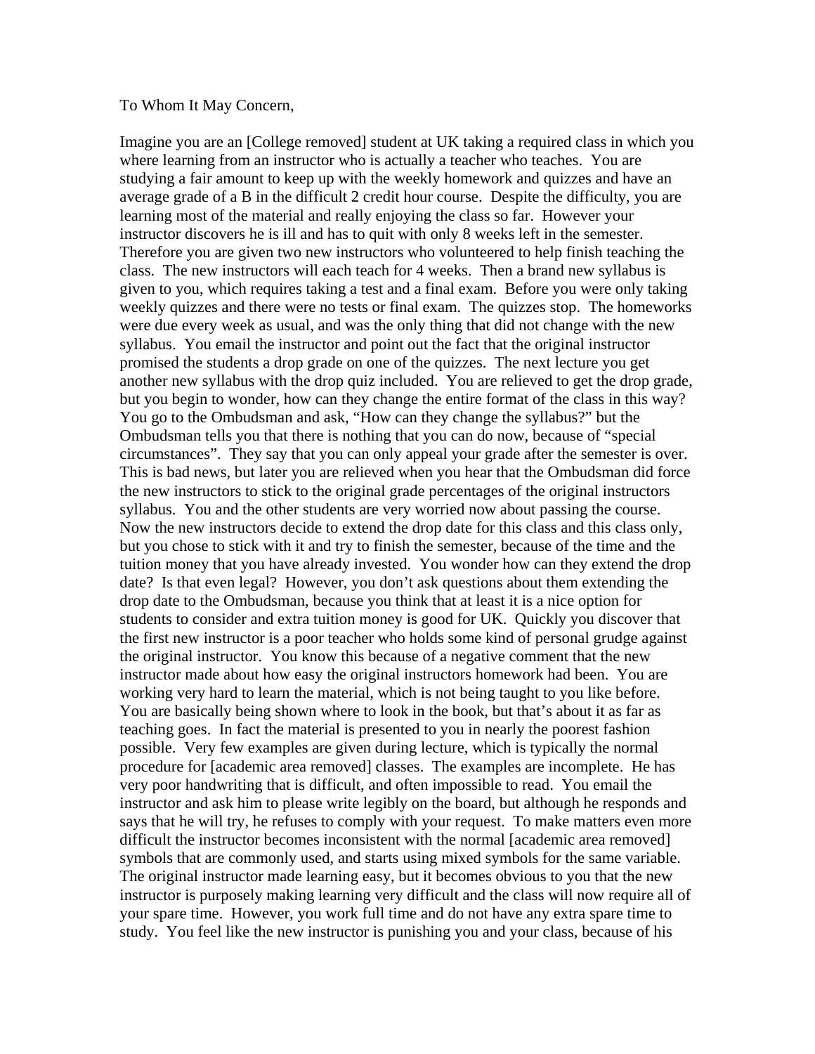To Whom It May Concern,

Imagine you are an [College removed] student at UK taking a required class in which you where learning from an instructor who is actually a teacher who teaches. You are studying a fair amount to keep up with the weekly homework and quizzes and have an average grade of a B in the difficult 2 credit hour course. Despite the difficulty, you are learning most of the material and really enjoying the class so far. However your instructor discovers he is ill and has to quit with only 8 weeks left in the semester. Therefore you are given two new instructors who volunteered to help finish teaching the class. The new instructors will each teach for 4 weeks. Then a brand new syllabus is given to you, which requires taking a test and a final exam. Before you were only taking weekly quizzes and there were no tests or final exam. The quizzes stop. The homeworks were due every week as usual, and was the only thing that did not change with the new syllabus. You email the instructor and point out the fact that the original instructor promised the students a drop grade on one of the quizzes. The next lecture you get another new syllabus with the drop quiz included. You are relieved to get the drop grade, but you begin to wonder, how can they change the entire format of the class in this way? You go to the Ombudsman and ask, "How can they change the syllabus?" but the Ombudsman tells you that there is nothing that you can do now, because of "special circumstances". They say that you can only appeal your grade after the semester is over. This is bad news, but later you are relieved when you hear that the Ombudsman did force the new instructors to stick to the original grade percentages of the original instructors syllabus. You and the other students are very worried now about passing the course. Now the new instructors decide to extend the drop date for this class and this class only, but you chose to stick with it and try to finish the semester, because of the time and the tuition money that you have already invested. You wonder how can they extend the drop date? Is that even legal? However, you don't ask questions about them extending the drop date to the Ombudsman, because you think that at least it is a nice option for students to consider and extra tuition money is good for UK. Quickly you discover that the first new instructor is a poor teacher who holds some kind of personal grudge against the original instructor. You know this because of a negative comment that the new instructor made about how easy the original instructors homework had been. You are working very hard to learn the material, which is not being taught to you like before. You are basically being shown where to look in the book, but that's about it as far as teaching goes. In fact the material is presented to you in nearly the poorest fashion possible. Very few examples are given during lecture, which is typically the normal procedure for [academic area removed] classes. The examples are incomplete. He has very poor handwriting that is difficult, and often impossible to read. You email the instructor and ask him to please write legibly on the board, but although he responds and says that he will try, he refuses to comply with your request. To make matters even more difficult the instructor becomes inconsistent with the normal [academic area removed] symbols that are commonly used, and starts using mixed symbols for the same variable. The original instructor made learning easy, but it becomes obvious to you that the new instructor is purposely making learning very difficult and the class will now require all of your spare time. However, you work full time and do not have any extra spare time to study. You feel like the new instructor is punishing you and your class, because of his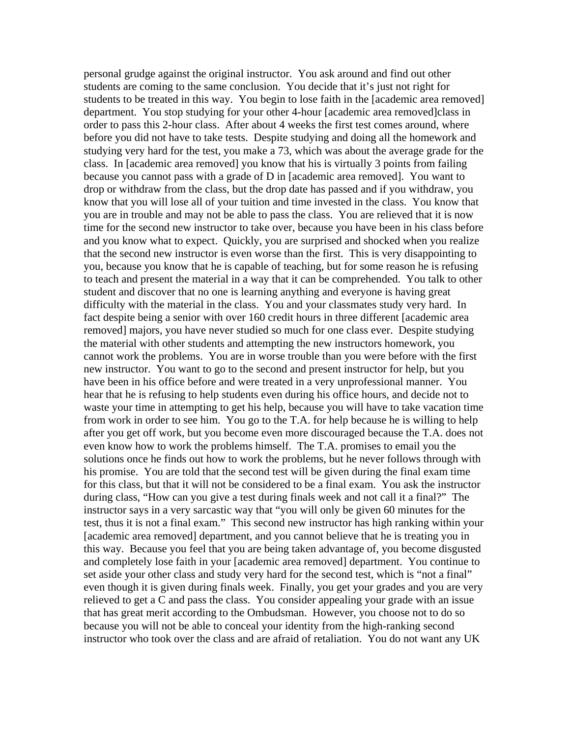personal grudge against the original instructor. You ask around and find out other students are coming to the same conclusion. You decide that it's just not right for students to be treated in this way. You begin to lose faith in the [academic area removed] department. You stop studying for your other 4-hour [academic area removed]class in order to pass this 2-hour class. After about 4 weeks the first test comes around, where before you did not have to take tests. Despite studying and doing all the homework and studying very hard for the test, you make a 73, which was about the average grade for the class. In [academic area removed] you know that his is virtually 3 points from failing because you cannot pass with a grade of D in [academic area removed]. You want to drop or withdraw from the class, but the drop date has passed and if you withdraw, you know that you will lose all of your tuition and time invested in the class. You know that you are in trouble and may not be able to pass the class. You are relieved that it is now time for the second new instructor to take over, because you have been in his class before and you know what to expect. Quickly, you are surprised and shocked when you realize that the second new instructor is even worse than the first. This is very disappointing to you, because you know that he is capable of teaching, but for some reason he is refusing to teach and present the material in a way that it can be comprehended. You talk to other student and discover that no one is learning anything and everyone is having great difficulty with the material in the class. You and your classmates study very hard. In fact despite being a senior with over 160 credit hours in three different [academic area removed] majors, you have never studied so much for one class ever. Despite studying the material with other students and attempting the new instructors homework, you cannot work the problems. You are in worse trouble than you were before with the first new instructor. You want to go to the second and present instructor for help, but you have been in his office before and were treated in a very unprofessional manner. You hear that he is refusing to help students even during his office hours, and decide not to waste your time in attempting to get his help, because you will have to take vacation time from work in order to see him. You go to the T.A. for help because he is willing to help after you get off work, but you become even more discouraged because the T.A. does not even know how to work the problems himself. The T.A. promises to email you the solutions once he finds out how to work the problems, but he never follows through with his promise. You are told that the second test will be given during the final exam time for this class, but that it will not be considered to be a final exam. You ask the instructor during class, "How can you give a test during finals week and not call it a final?" The instructor says in a very sarcastic way that "you will only be given 60 minutes for the test, thus it is not a final exam." This second new instructor has high ranking within your [academic area removed] department, and you cannot believe that he is treating you in this way. Because you feel that you are being taken advantage of, you become disgusted and completely lose faith in your [academic area removed] department. You continue to set aside your other class and study very hard for the second test, which is "not a final" even though it is given during finals week. Finally, you get your grades and you are very relieved to get a C and pass the class. You consider appealing your grade with an issue that has great merit according to the Ombudsman. However, you choose not to do so because you will not be able to conceal your identity from the high-ranking second instructor who took over the class and are afraid of retaliation. You do not want any UK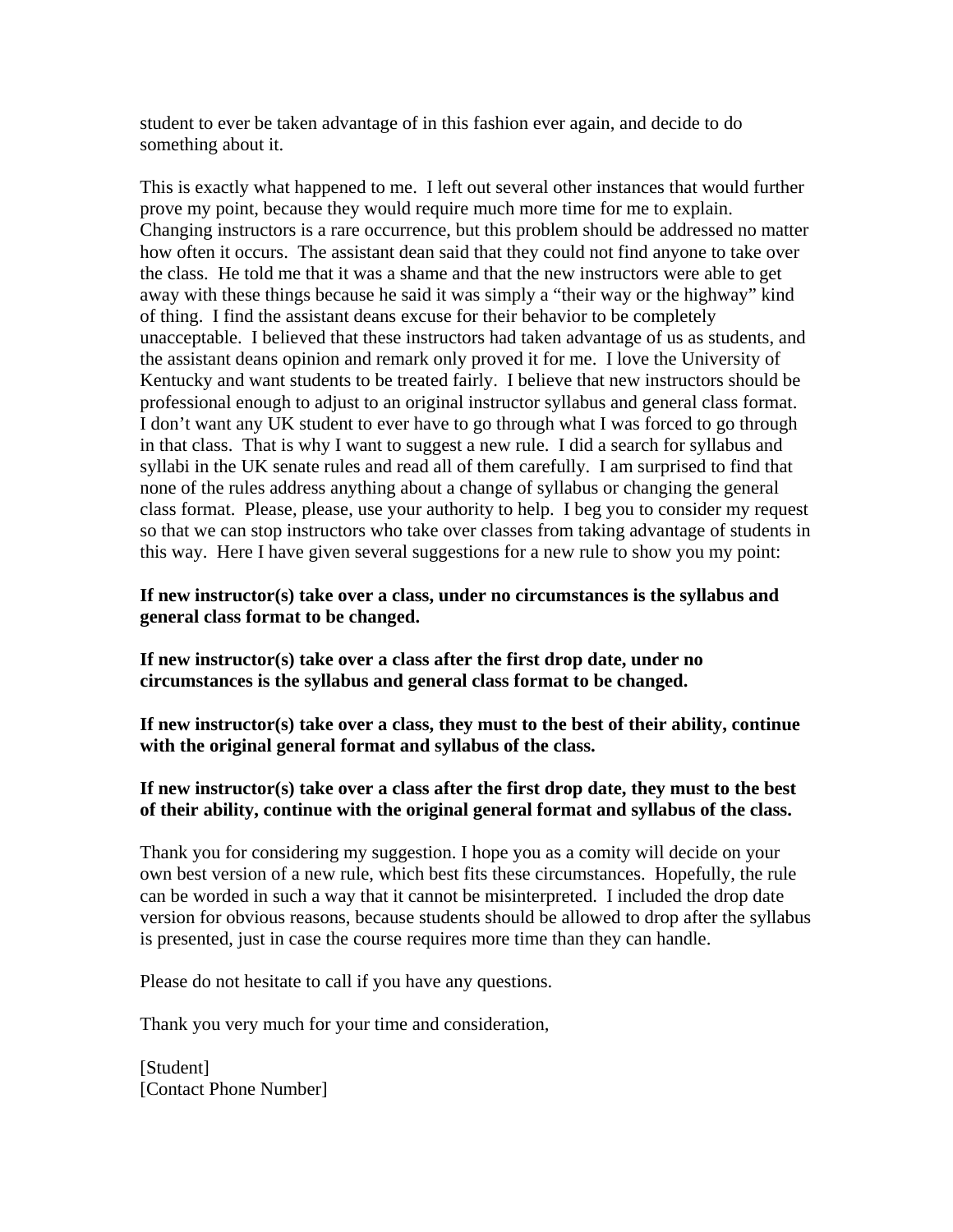student to ever be taken advantage of in this fashion ever again, and decide to do something about it.

This is exactly what happened to me. I left out several other instances that would further prove my point, because they would require much more time for me to explain. Changing instructors is a rare occurrence, but this problem should be addressed no matter how often it occurs. The assistant dean said that they could not find anyone to take over the class. He told me that it was a shame and that the new instructors were able to get away with these things because he said it was simply a "their way or the highway" kind of thing. I find the assistant deans excuse for their behavior to be completely unacceptable. I believed that these instructors had taken advantage of us as students, and the assistant deans opinion and remark only proved it for me. I love the University of Kentucky and want students to be treated fairly. I believe that new instructors should be professional enough to adjust to an original instructor syllabus and general class format. I don't want any UK student to ever have to go through what I was forced to go through in that class. That is why I want to suggest a new rule. I did a search for syllabus and syllabi in the UK senate rules and read all of them carefully. I am surprised to find that none of the rules address anything about a change of syllabus or changing the general class format. Please, please, use your authority to help. I beg you to consider my request so that we can stop instructors who take over classes from taking advantage of students in this way. Here I have given several suggestions for a new rule to show you my point:

**If new instructor(s) take over a class, under no circumstances is the syllabus and general class format to be changed.**

**If new instructor(s) take over a class after the first drop date, under no circumstances is the syllabus and general class format to be changed.**

**If new instructor(s) take over a class, they must to the best of their ability, continue with the original general format and syllabus of the class.**

**If new instructor(s) take over a class after the first drop date, they must to the best of their ability, continue with the original general format and syllabus of the class.**

Thank you for considering my suggestion. I hope you as a comity will decide on your own best version of a new rule, which best fits these circumstances. Hopefully, the rule can be worded in such a way that it cannot be misinterpreted. I included the drop date version for obvious reasons, because students should be allowed to drop after the syllabus is presented, just in case the course requires more time than they can handle.

Please do not hesitate to call if you have any questions.

Thank you very much for your time and consideration,

[Student]
[Contact Phone Number]